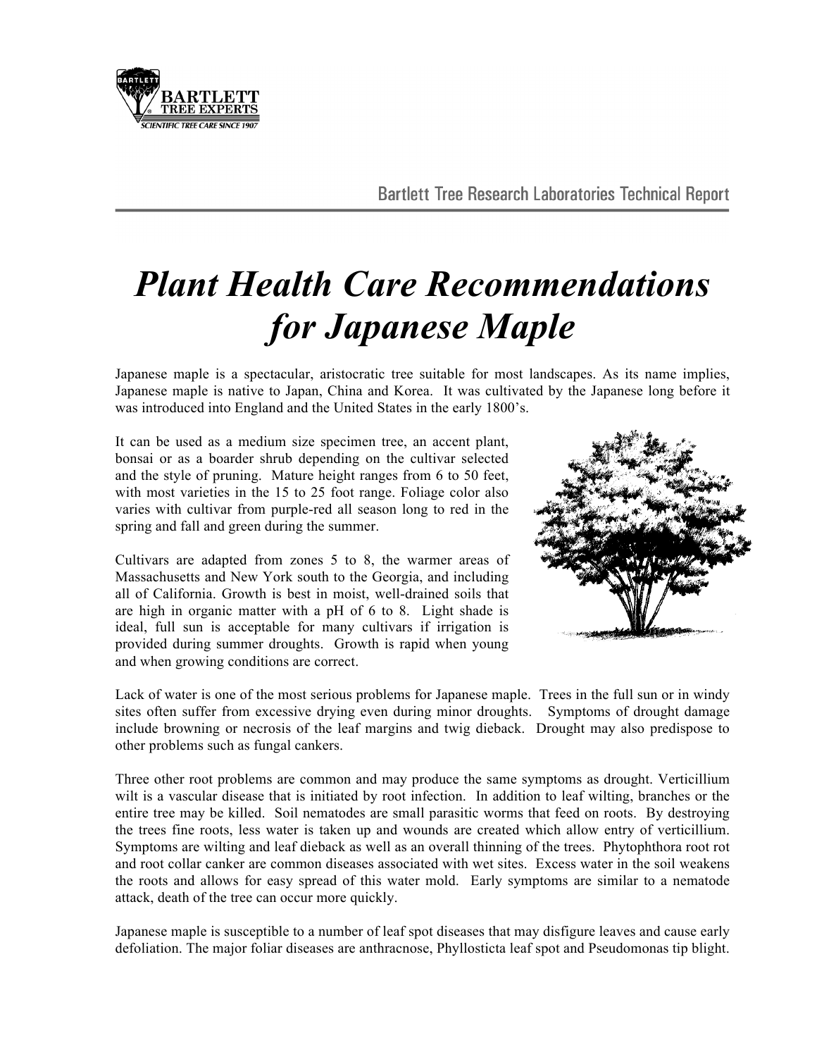Bartlett Tree Research Laboratories Technical Report

# *Plant Health Care Recommendations for Japanese Maple*

Japanese maple is a spectacular, aristocratic tree suitable for most landscapes. As its name implies, Japanese maple is native to Japan, China and Korea. It was cultivated by the Japanese long before it was introduced into England and the United States in the early 1800's.

It can be used as a medium size specimen tree, an accent plant, bonsai or as a boarder shrub depending on the cultivar selected and the style of pruning. Mature height ranges from 6 to 50 feet, with most varieties in the 15 to 25 foot range. Foliage color also varies with cultivar from purple-red all season long to red in the spring and fall and green during the summer.

Cultivars are adapted from zones 5 to 8, the warmer areas of Massachusetts and New York south to the Georgia, and including all of California. Growth is best in moist, well-drained soils that are high in organic matter with a pH of 6 to 8. Light shade is ideal, full sun is acceptable for many cultivars if irrigation is provided during summer droughts. Growth is rapid when young and when growing conditions are correct.

Lack of water is one of the most serious problems for Japanese maple. Trees in the full sun or in windy sites often suffer from excessive drying even during minor droughts. Symptoms of drought damage include browning or necrosis of the leaf margins and twig dieback. Drought may also predispose to other problems such as fungal cankers.

Three other root problems are common and may produce the same symptoms as drought. Verticillium wilt is a vascular disease that is initiated by root infection. In addition to leaf wilting, branches or the entire tree may be killed. Soil nematodes are small parasitic worms that feed on roots. By destroying the trees fine roots, less water is taken up and wounds are created which allow entry of verticillium. Symptoms are wilting and leaf dieback as well as an overall thinning of the trees. Phytophthora root rot and root collar canker are common diseases associated with wet sites. Excess water in the soil weakens the roots and allows for easy spread of this water mold. Early symptoms are similar to a nematode attack, death of the tree can occur more quickly.

Japanese maple is susceptible to a number of leaf spot diseases that may disfigure leaves and cause early defoliation. The major foliar diseases are anthracnose, Phyllosticta leaf spot and Pseudomonas tip blight.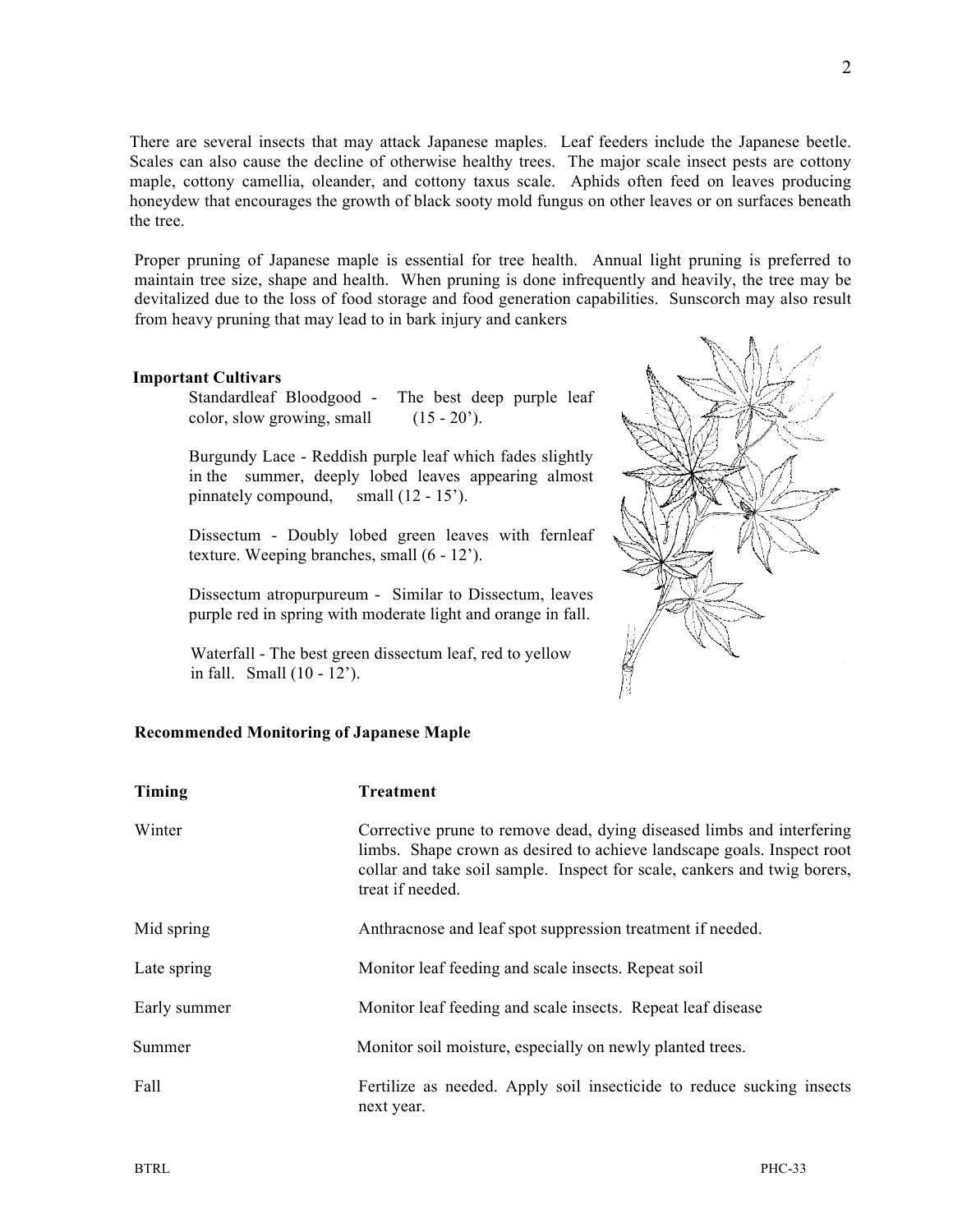There are several insects that may attack Japanese maples. Leaf feeders include the Japanese beetle. Scales can also cause the decline of otherwise healthy trees. The major scale insect pests are cottony maple, cottony camellia, oleander, and cottony taxus scale. Aphids often feed on leaves producing honeydew that encourages the growth of black sooty mold fungus on other leaves or on surfaces beneath the tree.

Proper pruning of Japanese maple is essential for tree health. Annual light pruning is preferred to maintain tree size, shape and health. When pruning is done infrequently and heavily, the tree may be devitalized due to the loss of food storage and food generation capabilities. Sunscorch may also result from heavy pruning that may lead to in bark injury and cankers

### Important Cultivars

Standardleaf Bloodgood - The best deep purple leaf color, slow growing, small (15 - 20').

Burgundy Lace - Reddish purple leaf which fades slightly in the summer, deeply lobed leaves appearing almost pinnately compound, small (12 - 15').

Dissectum - Doubly lobed green leaves with fernleaf texture. Weeping branches, small (6 - 12').

Dissectum atropurpureum - Similar to Dissectum, leaves purple red in spring with moderate light and orange in fall.

Waterfall - The best green dissectum leaf, red to yellow in fall. Small (10 - 12').

### Recommended Monitoring of Japanese Maple

| Timing | Treatment |
|---|---|
| Winter | Corrective prune to remove dead, dying diseased limbs and interfering limbs. Shape crown as desired to achieve landscape goals. Inspect root collar and take soil sample. Inspect for scale, cankers and twig borers, treat if needed. |
| Mid spring | Anthracnose and leaf spot suppression treatment if needed. |
| Late spring | Monitor leaf feeding and scale insects. Repeat soil |
| Early summer | Monitor leaf feeding and scale insects. Repeat leaf disease |
| Summer | Monitor soil moisture, especially on newly planted trees. |
| Fall | Fertilize as needed. Apply soil insecticide to reduce sucking insects next year. |